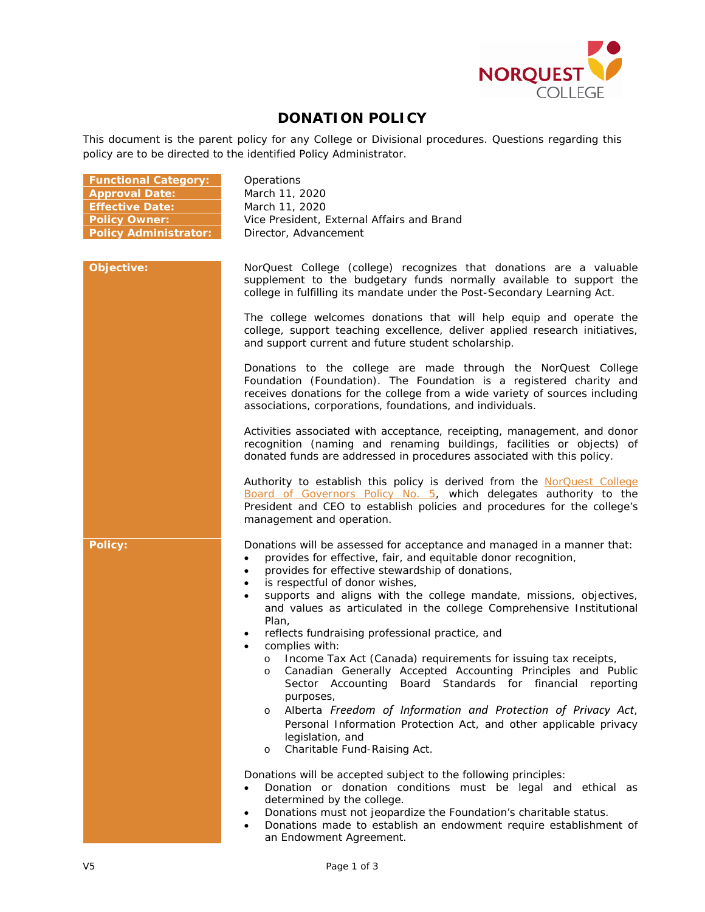# DONATION POLICY

This document is the parent policy for any College or Divisional procedures. Questions regarding this policy are to be directed to the identified Policy Administrator.

| | |
|---|---|
| **Functional Category:** | Operations |
| **Approval Date:** | March 11, 2020 |
| **Effective Date:** | March 11, 2020 |
| **Policy Owner:** | Vice President, External Affairs and Brand |
| **Policy Administrator:** | Director, Advancement |

## Objective:

NorQuest College (college) recognizes that donations are a valuable supplement to the budgetary funds normally available to support the college in fulfilling its mandate under the Post-Secondary Learning Act.

The college welcomes donations that will help equip and operate the college, support teaching excellence, deliver applied research initiatives, and support current and future student scholarship.

Donations to the college are made through the NorQuest College Foundation (Foundation). The Foundation is a registered charity and receives donations for the college from a wide variety of sources including associations, corporations, foundations, and individuals.

Activities associated with acceptance, receipting, management, and donor recognition (naming and renaming buildings, facilities or objects) of donated funds are addressed in procedures associated with this policy.

Authority to establish this policy is derived from the NorQuest College Board of Governors Policy No. 5, which delegates authority to the President and CEO to establish policies and procedures for the college's management and operation.

## Policy:

Donations will be assessed for acceptance and managed in a manner that:

- provides for effective, fair, and equitable donor recognition,
- provides for effective stewardship of donations,
- is respectful of donor wishes,
- supports and aligns with the college mandate, missions, objectives, and values as articulated in the college Comprehensive Institutional Plan,
- reflects fundraising professional practice, and
- complies with:
  - Income Tax Act (Canada) requirements for issuing tax receipts,
  - Canadian Generally Accepted Accounting Principles and Public Sector Accounting Board Standards for financial reporting purposes,
  - Alberta *Freedom of Information and Protection of Privacy Act*, Personal Information Protection Act, and other applicable privacy legislation, and
  - Charitable Fund-Raising Act.

Donations will be accepted subject to the following principles:

- Donation or donation conditions must be legal and ethical as determined by the college.
- Donations must not jeopardize the Foundation's charitable status.
- Donations made to establish an endowment require establishment of an Endowment Agreement.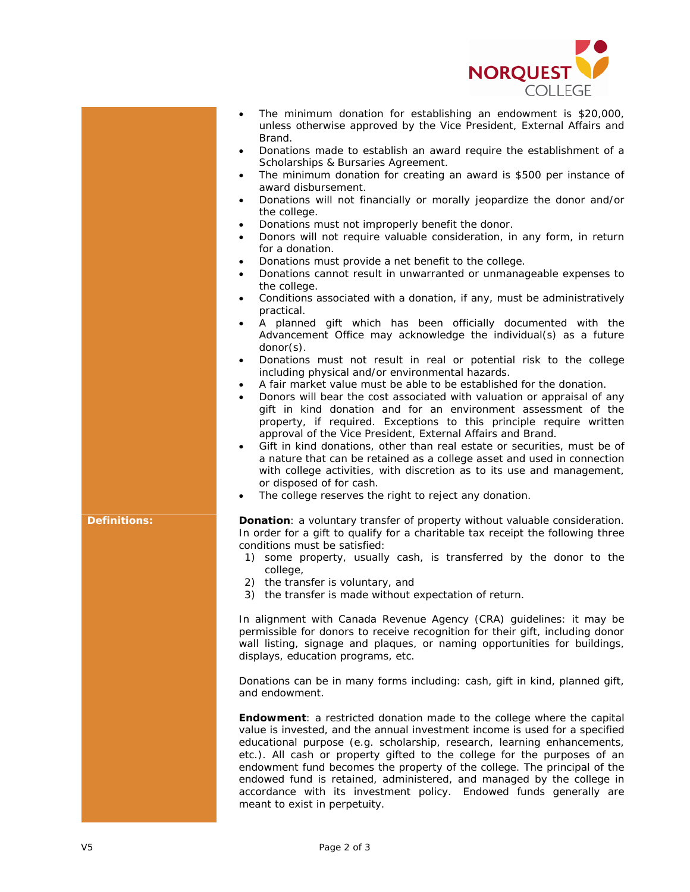- The minimum donation for establishing an endowment is $20,000, unless otherwise approved by the Vice President, External Affairs and Brand.
- Donations made to establish an award require the establishment of a Scholarships & Bursaries Agreement.
- The minimum donation for creating an award is $500 per instance of award disbursement.
- Donations will not financially or morally jeopardize the donor and/or the college.
- Donations must not improperly benefit the donor.
- Donors will not require valuable consideration, in any form, in return for a donation.
- Donations must provide a net benefit to the college.
- Donations cannot result in unwarranted or unmanageable expenses to the college.
- Conditions associated with a donation, if any, must be administratively practical.
- A planned gift which has been officially documented with the Advancement Office may acknowledge the individual(s) as a future donor(s).
- Donations must not result in real or potential risk to the college including physical and/or environmental hazards.
- A fair market value must be able to be established for the donation.
- Donors will bear the cost associated with valuation or appraisal of any gift in kind donation and for an environment assessment of the property, if required. Exceptions to this principle require written approval of the Vice President, External Affairs and Brand.
- Gift in kind donations, other than real estate or securities, must be of a nature that can be retained as a college asset and used in connection with college activities, with discretion as to its use and management, or disposed of for cash.
- The college reserves the right to reject any donation.

**Definitions:**

**Donation**: a voluntary transfer of property without valuable consideration. In order for a gift to qualify for a charitable tax receipt the following three conditions must be satisfied:

1) some property, usually cash, is transferred by the donor to the college,
2) the transfer is voluntary, and
3) the transfer is made without expectation of return.

In alignment with Canada Revenue Agency (CRA) guidelines: it may be permissible for donors to receive recognition for their gift, including donor wall listing, signage and plaques, or naming opportunities for buildings, displays, education programs, etc.

Donations can be in many forms including: cash, gift in kind, planned gift, and endowment.

**Endowment**: a restricted donation made to the college where the capital value is invested, and the annual investment income is used for a specified educational purpose (e.g. scholarship, research, learning enhancements, etc.). All cash or property gifted to the college for the purposes of an endowment fund becomes the property of the college. The principal of the endowed fund is retained, administered, and managed by the college in accordance with its investment policy. Endowed funds generally are meant to exist in perpetuity.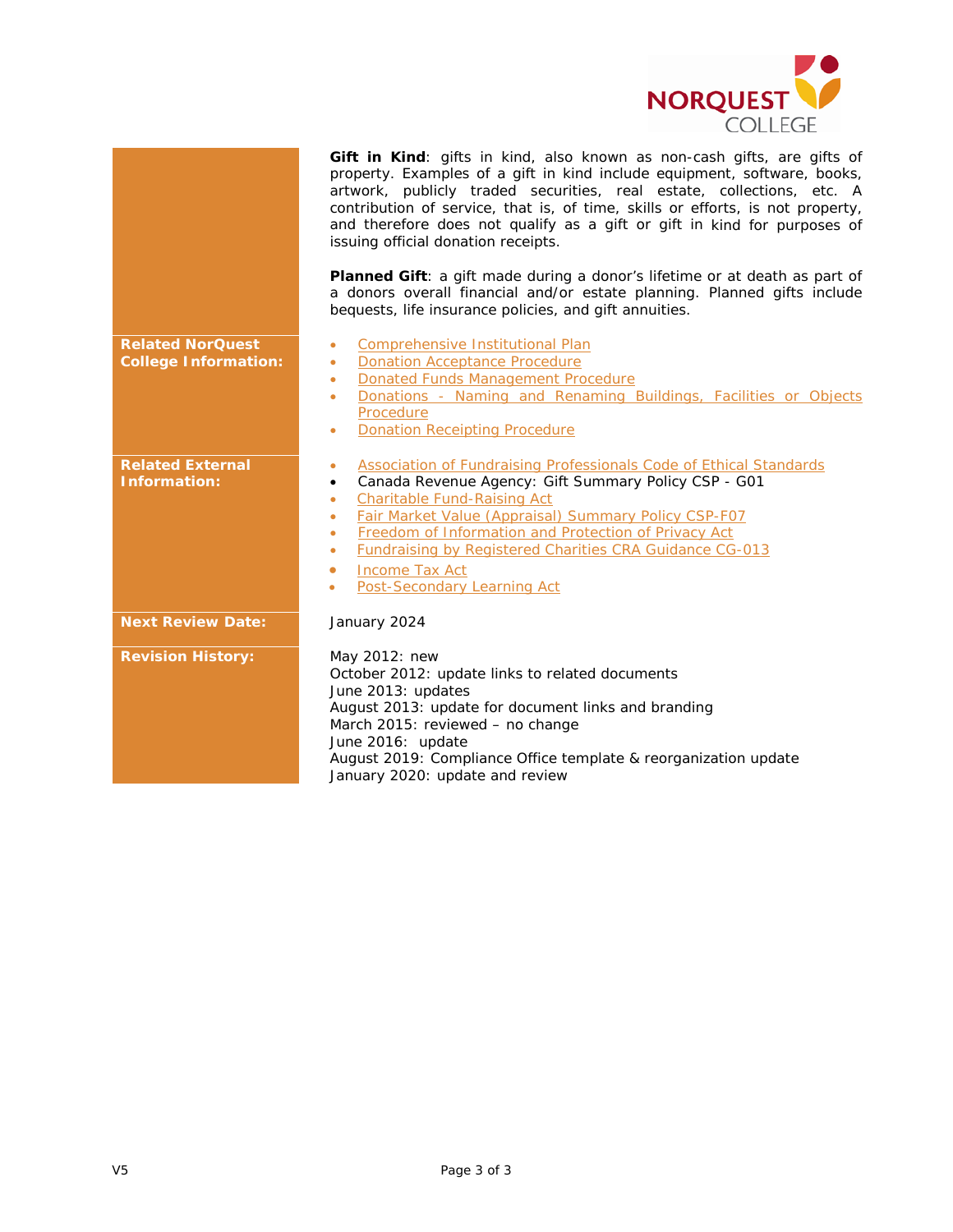| | |
|---|---|
| | **Gift in Kind**: gifts in kind, also known as non-cash gifts, are gifts of property. Examples of a gift in kind include equipment, software, books, artwork, publicly traded securities, real estate, collections, etc. A contribution of service, that is, of time, skills or efforts, is not property, and therefore does not qualify as a gift or gift in kind for purposes of issuing official donation receipts.<br><br>**Planned Gift**: a gift made during a donor's lifetime or at death as part of a donors overall financial and/or estate planning. Planned gifts include bequests, life insurance policies, and gift annuities. |
| **Related NorQuest College Information:** | • Comprehensive Institutional Plan<br>• Donation Acceptance Procedure<br>• Donated Funds Management Procedure<br>• Donations - Naming and Renaming Buildings, Facilities or Objects Procedure<br>• Donation Receipting Procedure |
| **Related External Information:** | • Association of Fundraising Professionals Code of Ethical Standards<br>• Canada Revenue Agency: Gift Summary Policy CSP - G01<br>• Charitable Fund-Raising Act<br>• Fair Market Value (Appraisal) Summary Policy CSP-F07<br>• Freedom of Information and Protection of Privacy Act<br>• Fundraising by Registered Charities CRA Guidance CG-013<br>• Income Tax Act<br>• Post-Secondary Learning Act |
| **Next Review Date:** | January 2024 |
| **Revision History:** | May 2012: new<br>October 2012: update links to related documents<br>June 2013: updates<br>August 2013: update for document links and branding<br>March 2015: reviewed – no change<br>June 2016: update<br>August 2019: Compliance Office template & reorganization update<br>January 2020: update and review |

V5